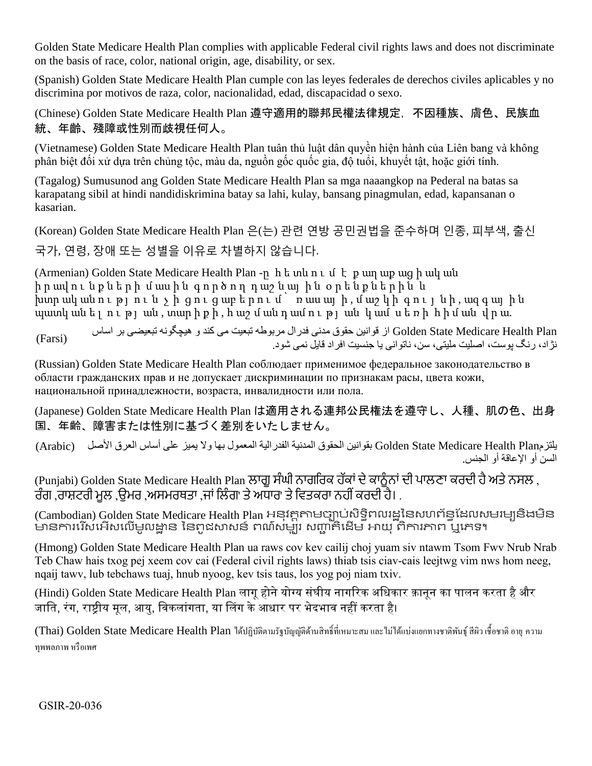Golden State Medicare Health Plan complies with applicable Federal civil rights laws and does not discriminate on the basis of race, color, national origin, age, disability, or sex.

(Spanish) Golden State Medicare Health Plan cumple con las leyes federales de derechos civiles aplicables y no discrimina por motivos de raza, color, nacionalidad, edad, discapacidad o sexo.

(Chinese) Golden State Medicare Health Plan 遵守適用的聯邦民權法律規定，不因種族、膚色、民族血統、年齡、殘障或性別而歧視任何人。

(Vietnamese) Golden State Medicare Health Plan tuân thủ luật dân quyền hiện hành của Liên bang và không phân biệt đối xử dựa trên chủng tộc, màu da, nguồn gốc quốc gia, độ tuổi, khuyết tật, hoặc giới tính.

(Tagalog) Sumusunod ang Golden State Medicare Health Plan sa mga naaangkop na Pederal na batas sa karapatang sibil at hindi nandidiskrimina batay sa lahi, kulay, bansang pinagmulan, edad, kapansanan o kasarian.

(Korean) Golden State Medicare Health Plan 은(는) 관련 연방 공민권법을 준수하며 인종, 피부색, 출신 국가, 연령, 장애 또는 성별을 이유로 차별하지 않습니다.

(Armenian) Golden State Medicare Health Plan -ը հետևում է քաղաքացիական իրավունքների մասին գործող դաշնային օրենքներին և խտրականություն չի ցուցաբերում՝ ռասայի, մաշկի գույնի, ազգային պատկանելության, տարիքի, հաշմանդամության կամ սեռի հիման վրա.

(Farsi) Golden State Medicare Health Plan از قوانین حقوق مدنی فدرال مربوطه تبعیت می کند و هیچگونه تبعیضی بر اساس نژاد، رنگ پوست، اصلیت ملیتی، سن، ناتوانی یا جنسیت افراد قایل نمی شود.

(Russian) Golden State Medicare Health Plan соблюдает применимое федеральное законодательство в области гражданских прав и не допускает дискриминации по признакам расы, цвета кожи, национальной принадлежности, возраста, инвалидности или пола.

(Japanese) Golden State Medicare Health Plan は適用される連邦公民権法を遵守し、人種、肌の色、出身国、年齢、障害または性別に基づく差別をいたしません。

(Arabic) يلتزم Golden State Medicare Health Plan بقوانين الحقوق المدنية الفدرالية المعمول بها ولا يميز على أساس العرق الأصل السن أو الإعاقة أو الجنس.

(Punjabi) Golden State Medicare Health Plan ਲਾਗੂ ਸੰਘੀ ਨਾਗਰਿਕ ਹੱਕਾਂ ਦੇ ਕਾਨੂੰਨਾਂ ਦੀ ਪਾਲਣਾ ਕਰਦੀ ਹੈ ਅਤੇ ਨਸਲ , ਰੰਗ ,ਰਾਸ਼ਟਰੀ ਮੂਲ ,ਉਮਰ ,ਅਸਮਰਥਤਾ ,ਜਾਂ ਲਿੰਗ ਤੇ ਅਧਾਰ ਤੇ ਵਿਤਕਰਾ ਨਹੀਂ ਕਰਦੀ ਹੈ। .

(Cambodian) Golden State Medicare Health Plan អនុវត្តតាមច្បាប់សិទ្ធិពលរដ្ឋនៃសហព័ន្ធដែលសមរម្យនិងមិនមានការរើសអើសលើមូលដ្ឋាន នៃពូជសាសន៍ ពណ៌សម្បុរ សញ្ជាតិដើម អាយុ ពិការភាព ឬភេទ។

(Hmong) Golden State Medicare Health Plan ua raws cov kev cailij choj yuam siv ntawm Tsom Fwv Nrub Nrab Teb Chaw hais txog pej xeem cov cai (Federal civil rights laws) thiab tsis ciav-cais leejtwg vim nws hom neeg, nqaij tawv, lub tebchaws tuaj, hnub nyoog, kev tsis taus, los yog poj niam txiv.

(Hindi) Golden State Medicare Health Plan लागू होने योग्य संघीय नागरिक अधिकार क़ानून का पालन करता है और जाति, रंग, राष्ट्रीय मूल, आयु, विकलांगता, या लिंग के आधार पर भेदभाव नहीं करता है।

(Thai) Golden State Medicare Health Plan ได้ปฏิบัติตามรัฐบัญญัติด้านสิทธิ์ที่เหมาะสม และไม่ได้แบ่งแยกทางชาติพันธุ์ สีผิว เชื้อชาติ อายุ ความทุพพลภาพ หรือเพศ

GSIR-20-036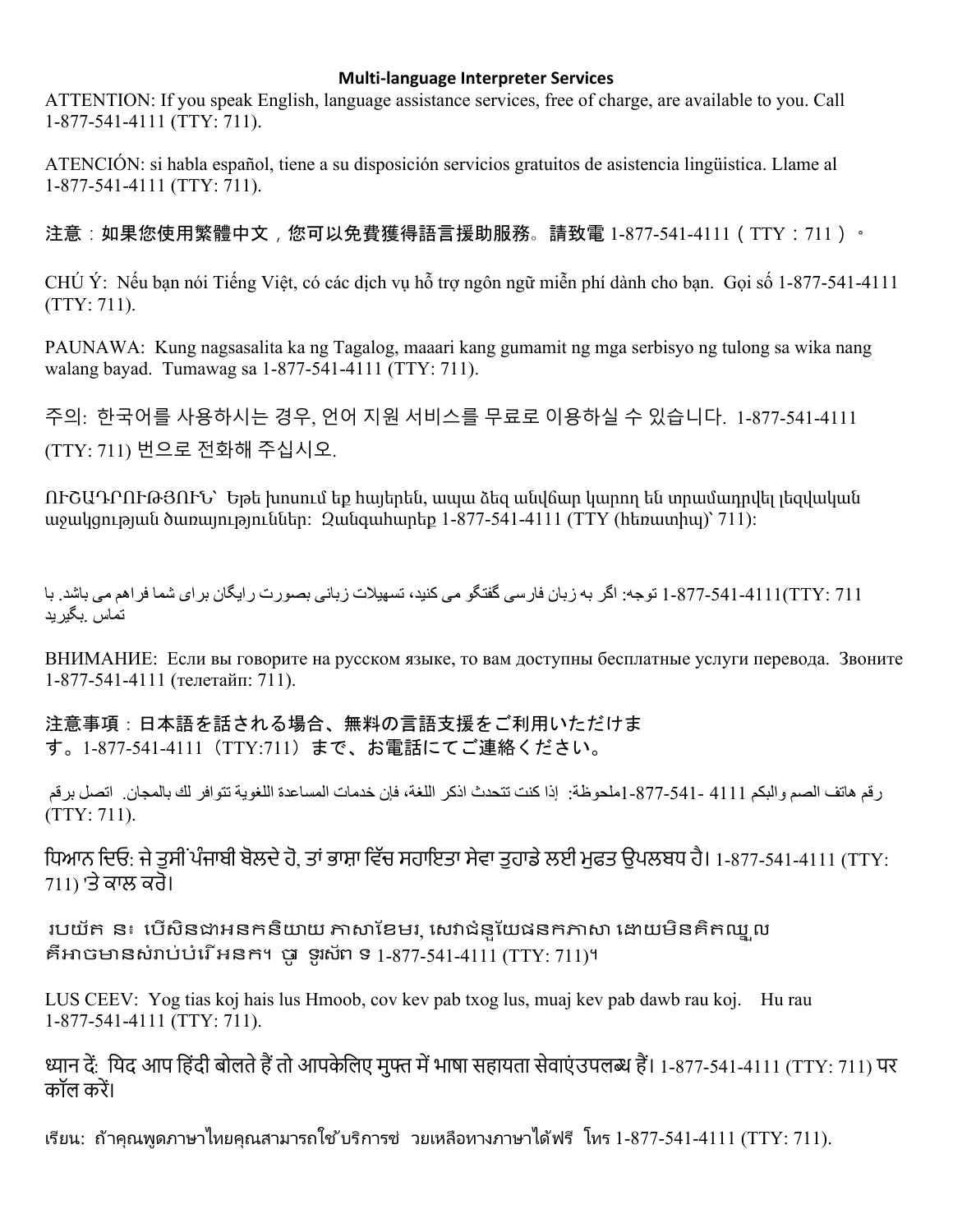**Multi-language Interpreter Services**

ATTENTION: If you speak English, language assistance services, free of charge, are available to you. Call 1-877-541-4111 (TTY: 711).

ATENCIÓN: si habla español, tiene a su disposición servicios gratuitos de asistencia lingüística. Llame al 1-877-541-4111 (TTY: 711).

注意：如果您使用繁體中文，您可以免費獲得語言援助服務。請致電 1-877-541-4111（TTY：711）。

CHÚ Ý: Nếu bạn nói Tiếng Việt, có các dịch vụ hỗ trợ ngôn ngữ miễn phí dành cho bạn. Gọi số 1-877-541-4111 (TTY: 711).

PAUNAWA: Kung nagsasalita ka ng Tagalog, maaari kang gumamit ng mga serbisyo ng tulong sa wika nang walang bayad. Tumawag sa 1-877-541-4111 (TTY: 711).

주의: 한국어를 사용하시는 경우, 언어 지원 서비스를 무료로 이용하실 수 있습니다. 1-877-541-4111 (TTY: 711) 번으로 전화해 주십시오.

ՈՒՇԱԴՐՈՒԹՅՈՒՆ՝ Եթե խոսում եք հայերեն, ապա ձեզ անվճար կարող են տրամադրվել լեզվական աջակցության ծառայություններ: Զանգահարեք 1-877-541-4111 (TTY (հեռատիպ)՝ 711):

توجه: اگر به زبان فارسی گفتگو می کنید، تسهیلات زبانی بصورت رایگان برای شما فراهم می باشد. با 1-877-541-4111(TTY: 711) تماس بگیرید.

ВНИМАНИЕ: Если вы говорите на русском языке, то вам доступны бесплатные услуги перевода. Звоните 1-877-541-4111 (телетайп: 711).

注意事項：日本語を話される場合、無料の言語支援をご利用いただけます。1-877-541-4111（TTY:711）まで、お電話にてご連絡ください。

ملحوظة: إذا كنت تتحدث اذكر اللغة، فإن خدمات المساعدة اللغوية تتوافر لك بالمجان. اتصل برقم 1-877-541-4111 رقم هاتف الصم والبكم (TTY: 711).

ਧਿਆਨ ਦਿਓ: ਜੇ ਤੁਸੀਂ ਪੰਜਾਬੀ ਬੋਲਦੇ ਹੋ, ਤਾਂ ਭਾਸ਼ਾ ਵਿੱਚ ਸਹਾਇਤਾ ਸੇਵਾ ਤੁਹਾਡੇ ਲਈ ਮੁਫਤ ਉਪਲਬਧ ਹੈ। 1-877-541-4111 (TTY: 711) 'ਤੇ ਕਾਲ ਕਰੋ।

ប្រយ័ត៖ បើសិនជាអ្នកនិយាយ ភាសាខ្មែរ, សេវាជំនួយផ្នែកភាសា ដោយមិនគិតឈ្នួល គឺអាចមានសំរាប់បំរើអ្នក។ ចូរ ទូរស័ព្ទ 1-877-541-4111 (TTY: 711)។

LUS CEEV: Yog tias koj hais lus Hmoob, cov kev pab txog lus, muaj kev pab dawb rau koj. Hu rau 1-877-541-4111 (TTY: 711).

ध्यान दें: यदि आप हिंदी बोलते हैं तो आपकेलिए मुफ्त में भाषा सहायता सेवाएंउपलब्ध हैं। 1-877-541-4111 (TTY: 711) पर कॉल करें।

เรียน: ถ้าคุณพูดภาษาไทยคุณสามารถใช้บริการช่วยเหลือทางภาษาได้ฟรี โทร 1-877-541-4111 (TTY: 711).